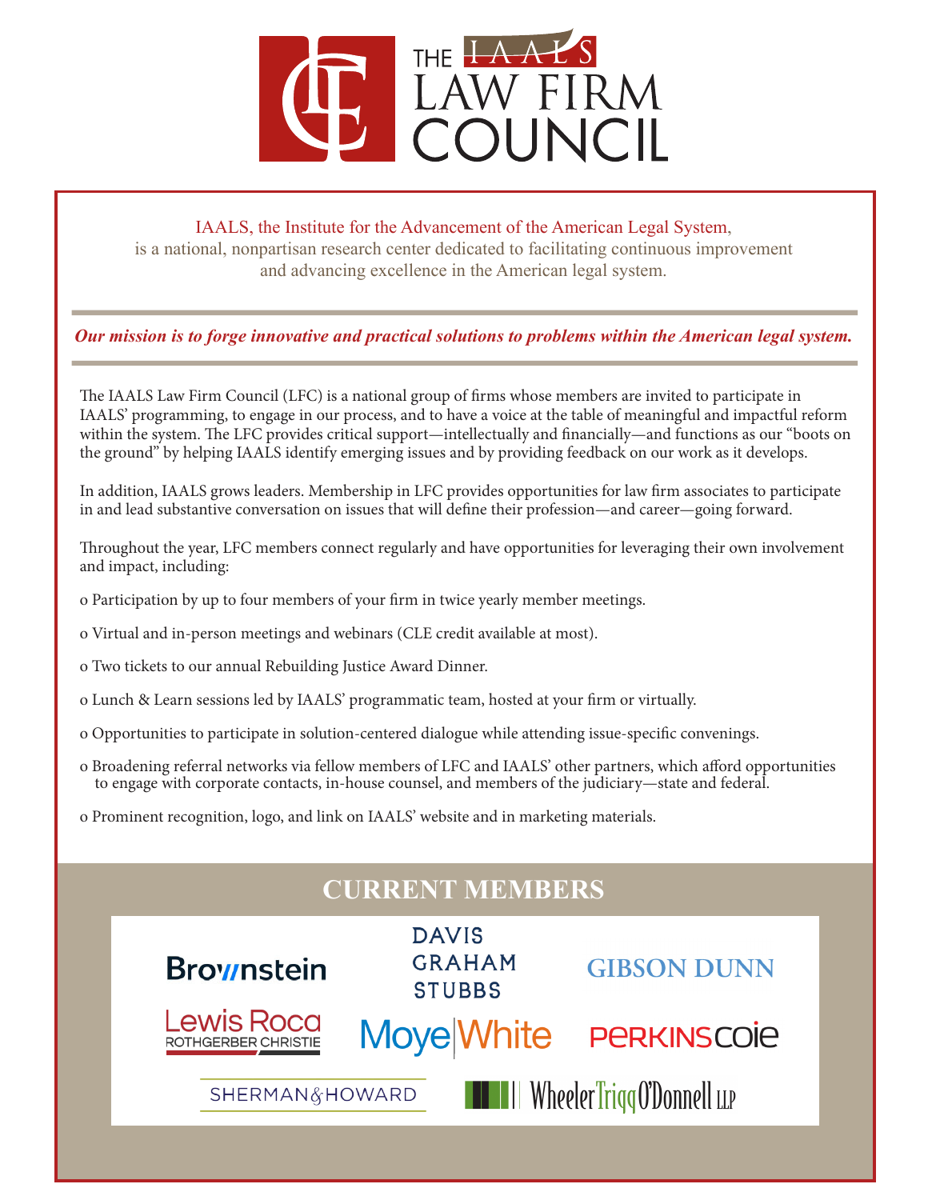# THE IAALS LAW FIRM COUNCIL

IAALS, the Institute for the Advancement of the American Legal System, is a national, nonpartisan research center dedicated to facilitating continuous improvement and advancing excellence in the American legal system.

***Our mission is to forge innovative and practical solutions to problems within the American legal system.***

The IAALS Law Firm Council (LFC) is a national group of firms whose members are invited to participate in IAALS' programming, to engage in our process, and to have a voice at the table of meaningful and impactful reform within the system. The LFC provides critical support—intellectually and financially—and functions as our "boots on the ground" by helping IAALS identify emerging issues and by providing feedback on our work as it develops.

In addition, IAALS grows leaders. Membership in LFC provides opportunities for law firm associates to participate in and lead substantive conversation on issues that will define their profession—and career—going forward.

Throughout the year, LFC members connect regularly and have opportunities for leveraging their own involvement and impact, including:

- Participation by up to four members of your firm in twice yearly member meetings.
- Virtual and in-person meetings and webinars (CLE credit available at most).
- Two tickets to our annual Rebuilding Justice Award Dinner.
- Lunch & Learn sessions led by IAALS' programmatic team, hosted at your firm or virtually.
- Opportunities to participate in solution-centered dialogue while attending issue-specific convenings.
- Broadening referral networks via fellow members of LFC and IAALS' other partners, which afford opportunities to engage with corporate contacts, in-house counsel, and members of the judiciary—state and federal.
- Prominent recognition, logo, and link on IAALS' website and in marketing materials.

## CURRENT MEMBERS

Brownstein

Davis Graham Stubbs

Gibson Dunn

Lewis Roca Rothgerber Christie

Moye White

Perkins Coie

Sherman & Howard

Wheeler Trigg O'Donnell LLP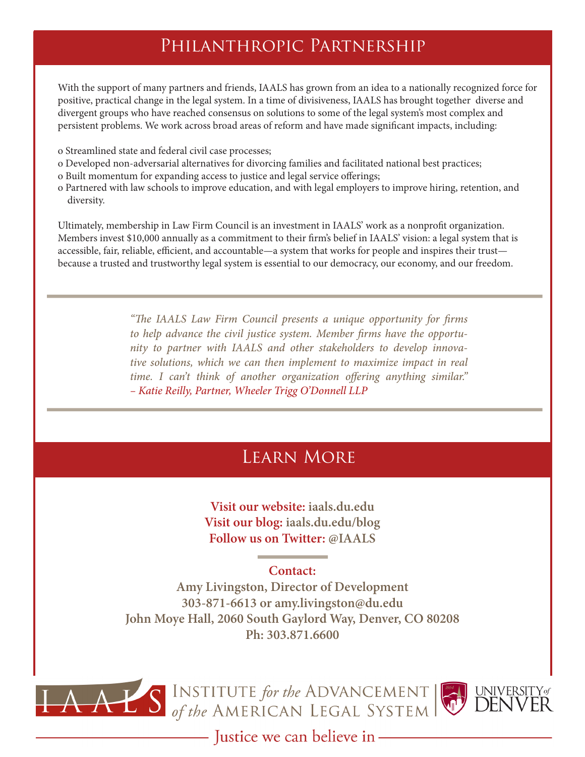## Philanthropic Partnership

With the support of many partners and friends, IAALS has grown from an idea to a nationally recognized force for positive, practical change in the legal system. In a time of divisiveness, IAALS has brought together diverse and divergent groups who have reached consensus on solutions to some of the legal system's most complex and persistent problems. We work across broad areas of reform and have made significant impacts, including:

- Streamlined state and federal civil case processes;
- Developed non-adversarial alternatives for divorcing families and facilitated national best practices;
- Built momentum for expanding access to justice and legal service offerings;
- Partnered with law schools to improve education, and with legal employers to improve hiring, retention, and diversity.

Ultimately, membership in Law Firm Council is an investment in IAALS' work as a nonprofit organization. Members invest $10,000 annually as a commitment to their firm's belief in IAALS' vision: a legal system that is accessible, fair, reliable, efficient, and accountable—a system that works for people and inspires their trust—because a trusted and trustworthy legal system is essential to our democracy, our economy, and our freedom.

*"The IAALS Law Firm Council presents a unique opportunity for firms to help advance the civil justice system. Member firms have the opportunity to partner with IAALS and other stakeholders to develop innovative solutions, which we can then implement to maximize impact in real time. I can't think of another organization offering anything similar."*
*– Katie Reilly, Partner, Wheeler Trigg O'Donnell LLP*

## Learn More

**Visit our website: iaals.du.edu**
**Visit our blog: iaals.du.edu/blog**
**Follow us on Twitter: @IAALS**

**Contact:**
**Amy Livingston, Director of Development**
**303-871-6613 or amy.livingston@du.edu**
**John Moye Hall, 2060 South Gaylord Way, Denver, CO 80208**
**Ph: 303.871.6600**

IAALS Institute *for the* Advancement *of the* American Legal System | University *of* Denver

Justice we can believe in